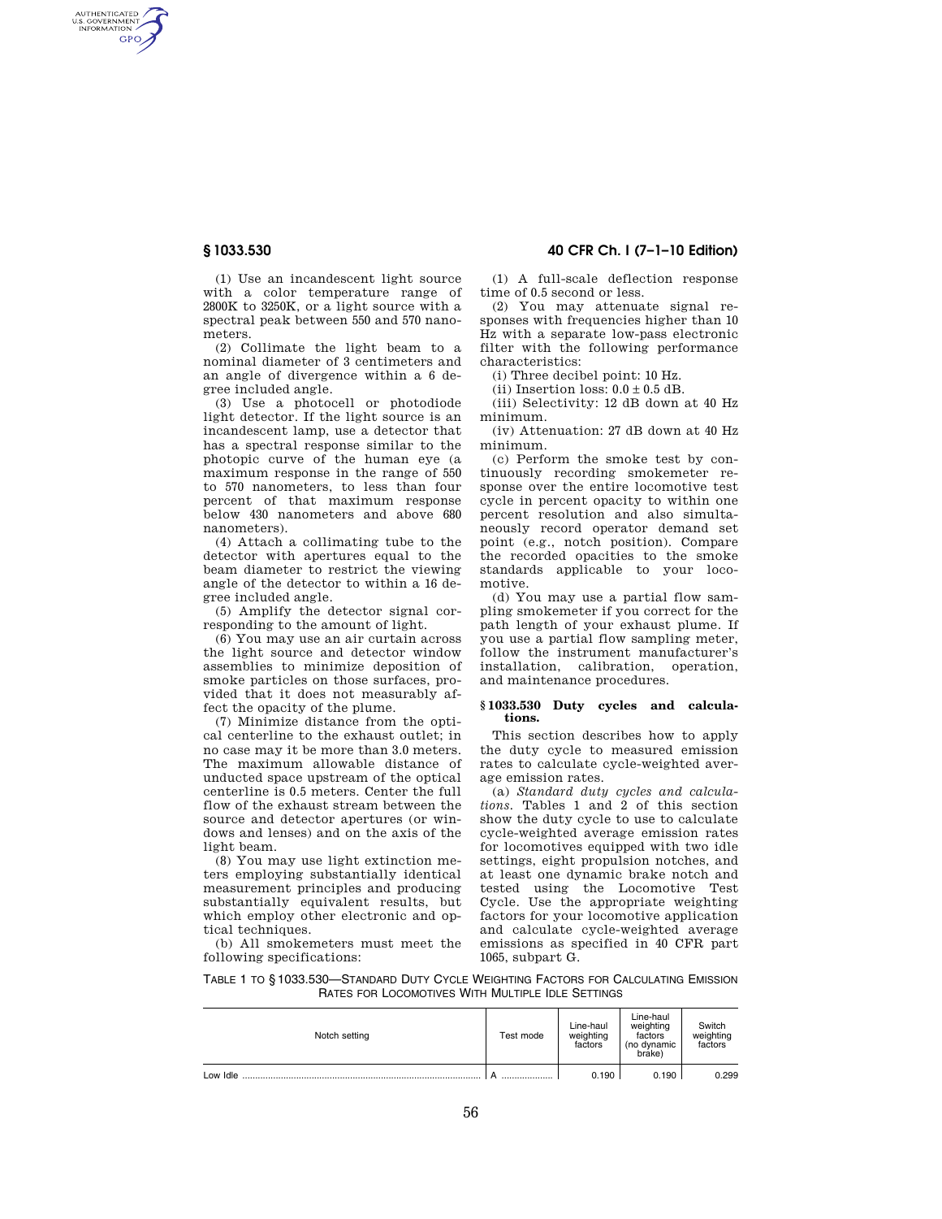(1) Use an incandescent light source with a color temperature range of 2800K to 3250K, or a light source with a spectral peak between 550 and 570 nanometers.

(2) Collimate the light beam to a nominal diameter of 3 centimeters and an angle of divergence within a 6 degree included angle.

(3) Use a photocell or photodiode light detector. If the light source is an incandescent lamp, use a detector that has a spectral response similar to the photopic curve of the human eye (a maximum response in the range of 550 to 570 nanometers, to less than four percent of that maximum response below 430 nanometers and above 680 nanometers).

(4) Attach a collimating tube to the detector with apertures equal to the beam diameter to restrict the viewing angle of the detector to within a 16 degree included angle.

(5) Amplify the detector signal corresponding to the amount of light.

(6) You may use an air curtain across the light source and detector window assemblies to minimize deposition of smoke particles on those surfaces, provided that it does not measurably affect the opacity of the plume.

(7) Minimize distance from the optical centerline to the exhaust outlet; in no case may it be more than 3.0 meters. The maximum allowable distance of unducted space upstream of the optical centerline is 0.5 meters. Center the full flow of the exhaust stream between the source and detector apertures (or windows and lenses) and on the axis of the light beam.

(8) You may use light extinction meters employing substantially identical measurement principles and producing substantially equivalent results, but which employ other electronic and optical techniques.

(b) All smokemeters must meet the following specifications:

(1) A full-scale deflection response time of 0.5 second or less.

(2) You may attenuate signal responses with frequencies higher than 10 Hz with a separate low-pass electronic filter with the following performance characteristics:

(i) Three decibel point: 10 Hz.

(ii) Insertion loss: 0.0 ± 0.5 dB.

(iii) Selectivity: 12 dB down at 40 Hz minimum.

(iv) Attenuation: 27 dB down at 40 Hz minimum.

(c) Perform the smoke test by continuously recording smokemeter response over the entire locomotive test cycle in percent opacity to within one percent resolution and also simultaneously record operator demand set point (e.g., notch position). Compare the recorded opacities to the smoke standards applicable to your locomotive.

(d) You may use a partial flow sampling smokemeter if you correct for the path length of your exhaust plume. If you use a partial flow sampling meter, follow the instrument manufacturer's installation, calibration, operation, and maintenance procedures.

### § 1033.530 Duty cycles and calculations.

This section describes how to apply the duty cycle to measured emission rates to calculate cycle-weighted average emission rates.

(a) *Standard duty cycles and calculations.* Tables 1 and 2 of this section show the duty cycle to use to calculate cycle-weighted average emission rates for locomotives equipped with two idle settings, eight propulsion notches, and at least one dynamic brake notch and tested using the Locomotive Test Cycle. Use the appropriate weighting factors for your locomotive application and calculate cycle-weighted average emissions as specified in 40 CFR part 1065, subpart G.

TABLE 1 TO § 1033.530—STANDARD DUTY CYCLE WEIGHTING FACTORS FOR CALCULATING EMISSION RATES FOR LOCOMOTIVES WITH MULTIPLE IDLE SETTINGS

| Notch setting | Test mode | Line-haul weighting factors | Line-haul weighting factors (no dynamic brake) | Switch weighting factors |
|---|---|---|---|---|
| Low Idle | A | 0.190 | 0.190 | 0.299 |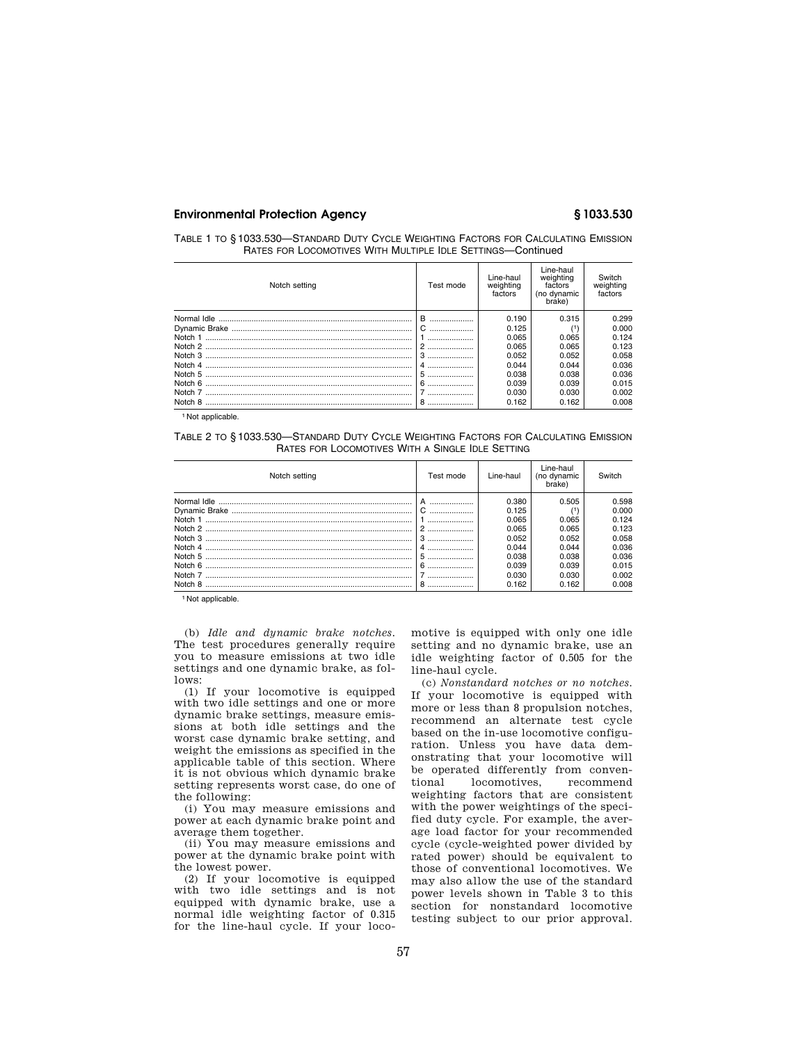TABLE 1 TO § 1033.530—STANDARD DUTY CYCLE WEIGHTING FACTORS FOR CALCULATING EMISSION RATES FOR LOCOMOTIVES WITH MULTIPLE IDLE SETTINGS—Continued

| Notch setting | Test mode | Line-haul weighting factors | Line-haul weighting factors (no dynamic brake) | Switch weighting factors |
|---|---|---|---|---|
| Normal Idle | B | 0.190 | 0.315 | 0.299 |
| Dynamic Brake | C | 0.125 | [1] | 0.000 |
| Notch 1 | 1 | 0.065 | 0.065 | 0.124 |
| Notch 2 | 2 | 0.065 | 0.065 | 0.123 |
| Notch 3 | 3 | 0.052 | 0.052 | 0.058 |
| Notch 4 | 4 | 0.044 | 0.044 | 0.036 |
| Notch 5 | 5 | 0.038 | 0.038 | 0.036 |
| Notch 6 | 6 | 0.039 | 0.039 | 0.015 |
| Notch 7 | 7 | 0.030 | 0.030 | 0.002 |
| Notch 8 | 8 | 0.162 | 0.162 | 0.008 |

[1] Not applicable.

TABLE 2 TO § 1033.530—STANDARD DUTY CYCLE WEIGHTING FACTORS FOR CALCULATING EMISSION RATES FOR LOCOMOTIVES WITH A SINGLE IDLE SETTING

| Notch setting | Test mode | Line-haul | Line-haul (no dynamic brake) | Switch |
|---|---|---|---|---|
| Normal Idle | A | 0.380 | 0.505 | 0.598 |
| Dynamic Brake | C | 0.125 | [1] | 0.000 |
| Notch 1 | 1 | 0.065 | 0.065 | 0.124 |
| Notch 2 | 2 | 0.065 | 0.065 | 0.123 |
| Notch 3 | 3 | 0.052 | 0.052 | 0.058 |
| Notch 4 | 4 | 0.044 | 0.044 | 0.036 |
| Notch 5 | 5 | 0.038 | 0.038 | 0.036 |
| Notch 6 | 6 | 0.039 | 0.039 | 0.015 |
| Notch 7 | 7 | 0.030 | 0.030 | 0.002 |
| Notch 8 | 8 | 0.162 | 0.162 | 0.008 |

[1] Not applicable.

(b) *Idle and dynamic brake notches.* The test procedures generally require you to measure emissions at two idle settings and one dynamic brake, as follows:

(1) If your locomotive is equipped with two idle settings and one or more dynamic brake settings, measure emissions at both idle settings and the worst case dynamic brake setting, and weight the emissions as specified in the applicable table of this section. Where it is not obvious which dynamic brake setting represents worst case, do one of the following:

(i) You may measure emissions and power at each dynamic brake point and average them together.

(ii) You may measure emissions and power at the dynamic brake point with the lowest power.

(2) If your locomotive is equipped with two idle settings and is not equipped with dynamic brake, use a normal idle weighting factor of 0.315 for the line-haul cycle. If your locomotive is equipped with only one idle setting and no dynamic brake, use an idle weighting factor of 0.505 for the line-haul cycle.

(c) *Nonstandard notches or no notches.* If your locomotive is equipped with more or less than 8 propulsion notches, recommend an alternate test cycle based on the in-use locomotive configuration. Unless you have data demonstrating that your locomotive will be operated differently from conventional locomotives, recommend weighting factors that are consistent with the power weightings of the specified duty cycle. For example, the average load factor for your recommended cycle (cycle-weighted power divided by rated power) should be equivalent to those of conventional locomotives. We may also allow the use of the standard power levels shown in Table 3 to this section for nonstandard locomotive testing subject to our prior approval.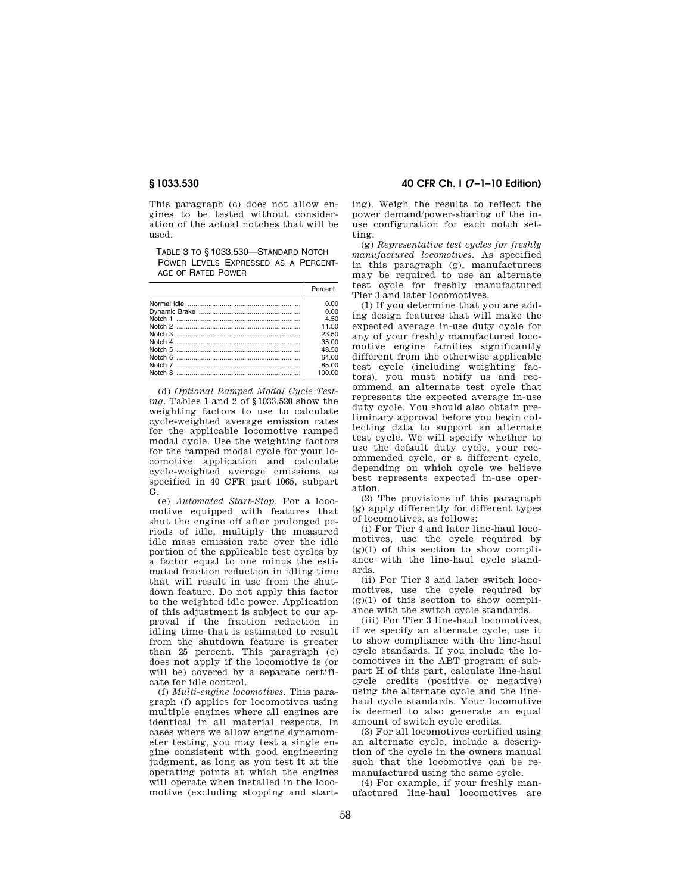This paragraph (c) does not allow engines to be tested without consideration of the actual notches that will be used.

TABLE 3 TO § 1033.530—STANDARD NOTCH POWER LEVELS EXPRESSED AS A PERCENTAGE OF RATED POWER

| | Percent |
|---|---|
| Normal Idle | 0.00 |
| Dynamic Brake | 0.00 |
| Notch 1 | 4.50 |
| Notch 2 | 11.50 |
| Notch 3 | 23.50 |
| Notch 4 | 35.00 |
| Notch 5 | 48.50 |
| Notch 6 | 64.00 |
| Notch 7 | 85.00 |
| Notch 8 | 100.00 |

(d) *Optional Ramped Modal Cycle Testing.* Tables 1 and 2 of § 1033.520 show the weighting factors to use to calculate cycle-weighted average emission rates for the applicable locomotive ramped modal cycle. Use the weighting factors for the ramped modal cycle for your locomotive application and calculate cycle-weighted average emissions as specified in 40 CFR part 1065, subpart G.

(e) *Automated Start-Stop.* For a locomotive equipped with features that shut the engine off after prolonged periods of idle, multiply the measured idle mass emission rate over the idle portion of the applicable test cycles by a factor equal to one minus the estimated fraction reduction in idling time that will result in use from the shutdown feature. Do not apply this factor to the weighted idle power. Application of this adjustment is subject to our approval if the fraction reduction in idling time that is estimated to result from the shutdown feature is greater than 25 percent. This paragraph (e) does not apply if the locomotive is (or will be) covered by a separate certificate for idle control.

(f) *Multi-engine locomotives.* This paragraph (f) applies for locomotives using multiple engines where all engines are identical in all material respects. In cases where we allow engine dynamometer testing, you may test a single engine consistent with good engineering judgment, as long as you test it at the operating points at which the engines will operate when installed in the locomotive (excluding stopping and starting). Weigh the results to reflect the power demand/power-sharing of the in-use configuration for each notch setting.

(g) *Representative test cycles for freshly manufactured locomotives.* As specified in this paragraph (g), manufacturers may be required to use an alternate test cycle for freshly manufactured Tier 3 and later locomotives.

(1) If you determine that you are adding design features that will make the expected average in-use duty cycle for any of your freshly manufactured locomotive engine families significantly different from the otherwise applicable test cycle (including weighting factors), you must notify us and recommend an alternate test cycle that represents the expected average in-use duty cycle. You should also obtain preliminary approval before you begin collecting data to support an alternate test cycle. We will specify whether to use the default duty cycle, your recommended cycle, or a different cycle, depending on which cycle we believe best represents expected in-use operation.

(2) The provisions of this paragraph (g) apply differently for different types of locomotives, as follows:

(i) For Tier 4 and later line-haul locomotives, use the cycle required by (g)(1) of this section to show compliance with the line-haul cycle standards.

(ii) For Tier 3 and later switch locomotives, use the cycle required by (g)(1) of this section to show compliance with the switch cycle standards.

(iii) For Tier 3 line-haul locomotives, if we specify an alternate cycle, use it to show compliance with the line-haul cycle standards. If you include the locomotives in the ABT program of subpart H of this part, calculate line-haul cycle credits (positive or negative) using the alternate cycle and the line-haul cycle standards. Your locomotive is deemed to also generate an equal amount of switch cycle credits.

(3) For all locomotives certified using an alternate cycle, include a description of the cycle in the owners manual such that the locomotive can be remanufactured using the same cycle.

(4) For example, if your freshly manufactured line-haul locomotives are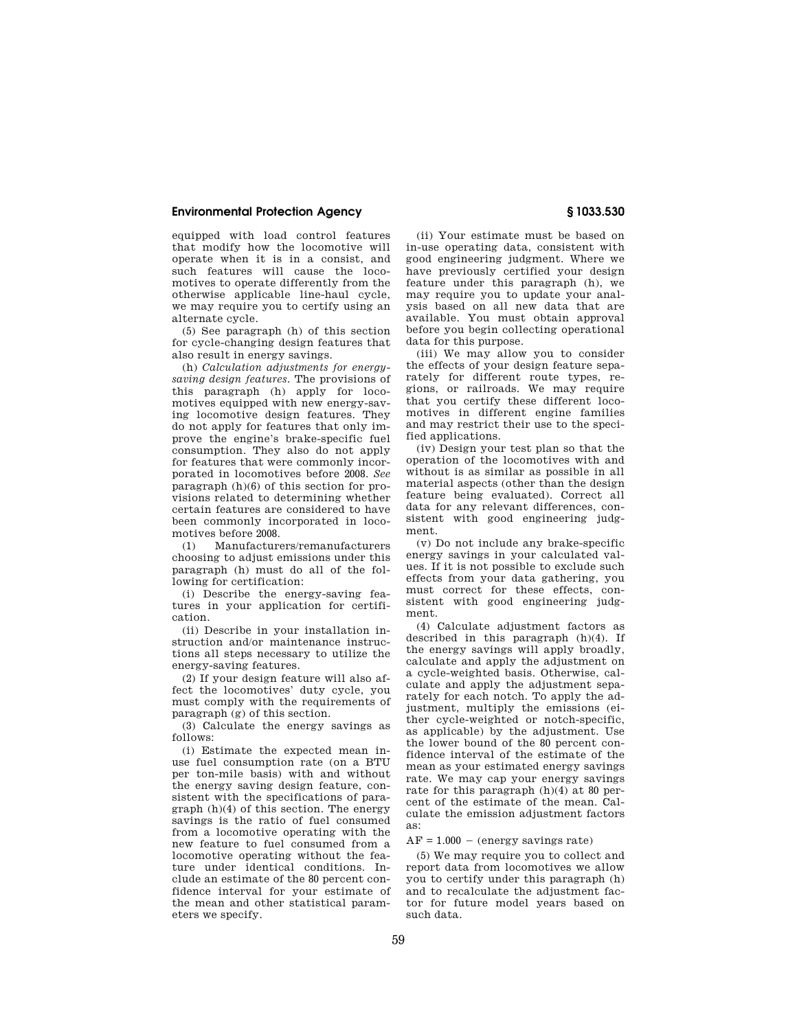equipped with load control features that modify how the locomotive will operate when it is in a consist, and such features will cause the locomotives to operate differently from the otherwise applicable line-haul cycle, we may require you to certify using an alternate cycle.

(5) See paragraph (h) of this section for cycle-changing design features that also result in energy savings.

(h) *Calculation adjustments for energy-saving design features.* The provisions of this paragraph (h) apply for locomotives equipped with new energy-saving locomotive design features. They do not apply for features that only improve the engine's brake-specific fuel consumption. They also do not apply for features that were commonly incorporated in locomotives before 2008. *See* paragraph (h)(6) of this section for provisions related to determining whether certain features are considered to have been commonly incorporated in locomotives before 2008.

(1) Manufacturers/remanufacturers choosing to adjust emissions under this paragraph (h) must do all of the following for certification:

(i) Describe the energy-saving features in your application for certification.

(ii) Describe in your installation instruction and/or maintenance instructions all steps necessary to utilize the energy-saving features.

(2) If your design feature will also affect the locomotives' duty cycle, you must comply with the requirements of paragraph (g) of this section.

(3) Calculate the energy savings as follows:

(i) Estimate the expected mean in-use fuel consumption rate (on a BTU per ton-mile basis) with and without the energy saving design feature, consistent with the specifications of paragraph (h)(4) of this section. The energy savings is the ratio of fuel consumed from a locomotive operating with the new feature to fuel consumed from a locomotive operating without the feature under identical conditions. Include an estimate of the 80 percent confidence interval for your estimate of the mean and other statistical parameters we specify.

(ii) Your estimate must be based on in-use operating data, consistent with good engineering judgment. Where we have previously certified your design feature under this paragraph (h), we may require you to update your analysis based on all new data that are available. You must obtain approval before you begin collecting operational data for this purpose.

(iii) We may allow you to consider the effects of your design feature separately for different route types, regions, or railroads. We may require that you certify these different locomotives in different engine families and may restrict their use to the specified applications.

(iv) Design your test plan so that the operation of the locomotives with and without is as similar as possible in all material aspects (other than the design feature being evaluated). Correct all data for any relevant differences, consistent with good engineering judgment.

(v) Do not include any brake-specific energy savings in your calculated values. If it is not possible to exclude such effects from your data gathering, you must correct for these effects, consistent with good engineering judgment.

(4) Calculate adjustment factors as described in this paragraph (h)(4). If the energy savings will apply broadly, calculate and apply the adjustment on a cycle-weighted basis. Otherwise, calculate and apply the adjustment separately for each notch. To apply the adjustment, multiply the emissions (either cycle-weighted or notch-specific, as applicable) by the adjustment. Use the lower bound of the 80 percent confidence interval of the estimate of the mean as your estimated energy savings rate. We may cap your energy savings rate for this paragraph (h)(4) at 80 percent of the estimate of the mean. Calculate the emission adjustment factors as:

$$AF = 1.000 - (\text{energy savings rate})$$

(5) We may require you to collect and report data from locomotives we allow you to certify under this paragraph (h) and to recalculate the adjustment factor for future model years based on such data.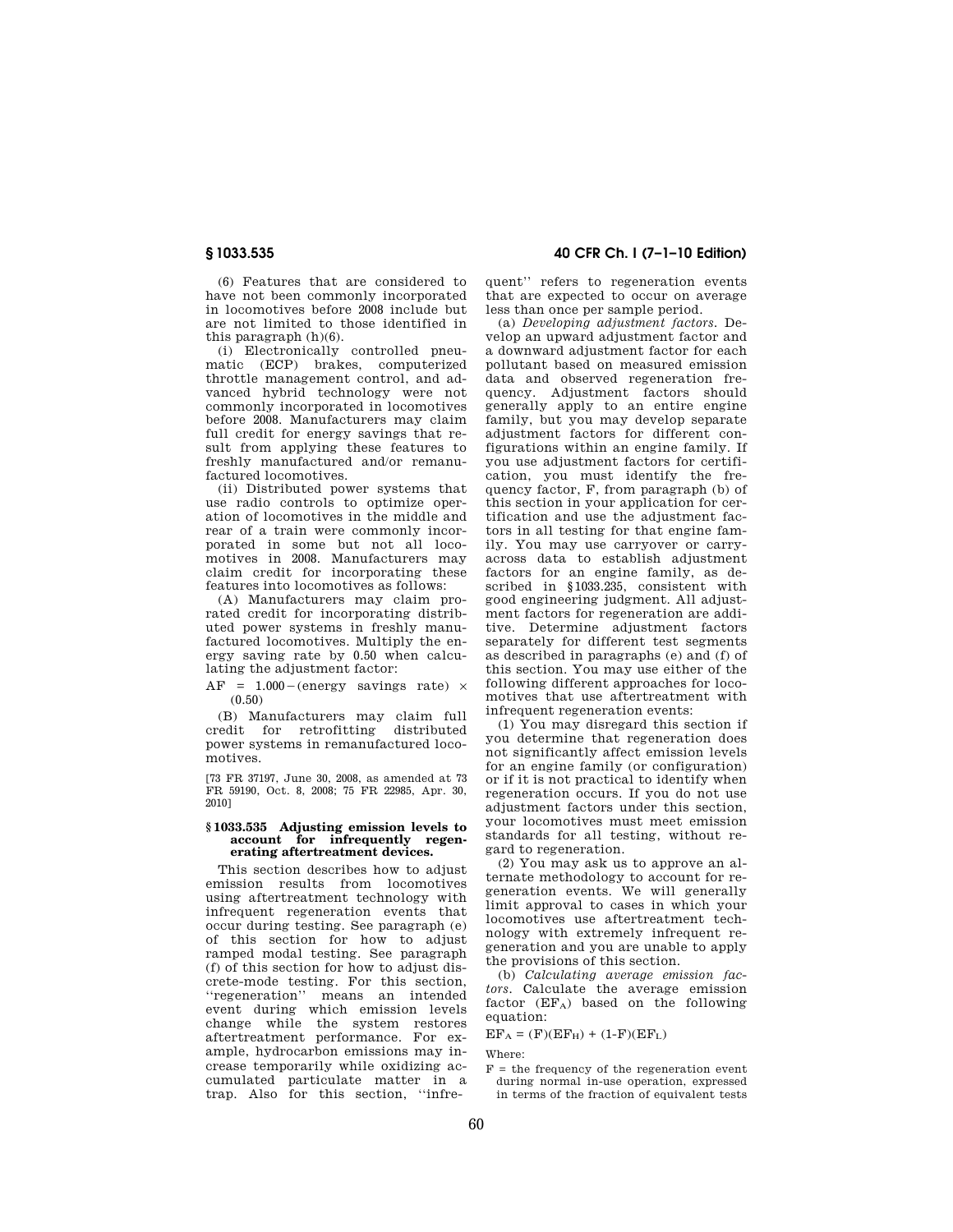(6) Features that are considered to have not been commonly incorporated in locomotives before 2008 include but are not limited to those identified in this paragraph (h)(6).

(i) Electronically controlled pneumatic (ECP) brakes, computerized throttle management control, and advanced hybrid technology were not commonly incorporated in locomotives before 2008. Manufacturers may claim full credit for energy savings that result from applying these features to freshly manufactured and/or remanufactured locomotives.

(ii) Distributed power systems that use radio controls to optimize operation of locomotives in the middle and rear of a train were commonly incorporated in some but not all locomotives in 2008. Manufacturers may claim credit for incorporating these features into locomotives as follows:

(A) Manufacturers may claim prorated credit for incorporating distributed power systems in freshly manufactured locomotives. Multiply the energy saving rate by 0.50 when calculating the adjustment factor:

$$AF = 1.000 - (\text{energy savings rate}) \times (0.50)$$

(B) Manufacturers may claim full credit for retrofitting distributed power systems in remanufactured locomotives.

[73 FR 37197, June 30, 2008, as amended at 73 FR 59190, Oct. 8, 2008; 75 FR 22985, Apr. 30, 2010]

### § 1033.535 Adjusting emission levels to account for infrequently regenerating aftertreatment devices.

This section describes how to adjust emission results from locomotives using aftertreatment technology with infrequent regeneration events that occur during testing. See paragraph (e) of this section for how to adjust ramped modal testing. See paragraph (f) of this section for how to adjust discrete-mode testing. For this section, "regeneration" means an intended event during which emission levels change while the system restores aftertreatment performance. For example, hydrocarbon emissions may increase temporarily while oxidizing accumulated particulate matter in a trap. Also for this section, "infrequent" refers to regeneration events that are expected to occur on average less than once per sample period.

(a) *Developing adjustment factors.* Develop an upward adjustment factor and a downward adjustment factor for each pollutant based on measured emission data and observed regeneration frequency. Adjustment factors should generally apply to an entire engine family, but you may develop separate adjustment factors for different configurations within an engine family. If you use adjustment factors for certification, you must identify the frequency factor, F, from paragraph (b) of this section in your application for certification and use the adjustment factors in all testing for that engine family. You may use carryover or carry-across data to establish adjustment factors for an engine family, as described in §1033.235, consistent with good engineering judgment. All adjustment factors for regeneration are additive. Determine adjustment factors separately for different test segments as described in paragraphs (e) and (f) of this section. You may use either of the following different approaches for locomotives that use aftertreatment with infrequent regeneration events:

(1) You may disregard this section if you determine that regeneration does not significantly affect emission levels for an engine family (or configuration) or if it is not practical to identify when regeneration occurs. If you do not use adjustment factors under this section, your locomotives must meet emission standards for all testing, without regard to regeneration.

(2) You may ask us to approve an alternate methodology to account for regeneration events. We will generally limit approval to cases in which your locomotives use aftertreatment technology with extremely infrequent regeneration and you are unable to apply the provisions of this section.

(b) *Calculating average emission factors.* Calculate the average emission factor ($EF_A$) based on the following equation:

$$EF_A = (F)(EF_H) + (1\text{-}F)(EF_L)$$

Where:

F = the frequency of the regeneration event during normal in-use operation, expressed in terms of the fraction of equivalent tests